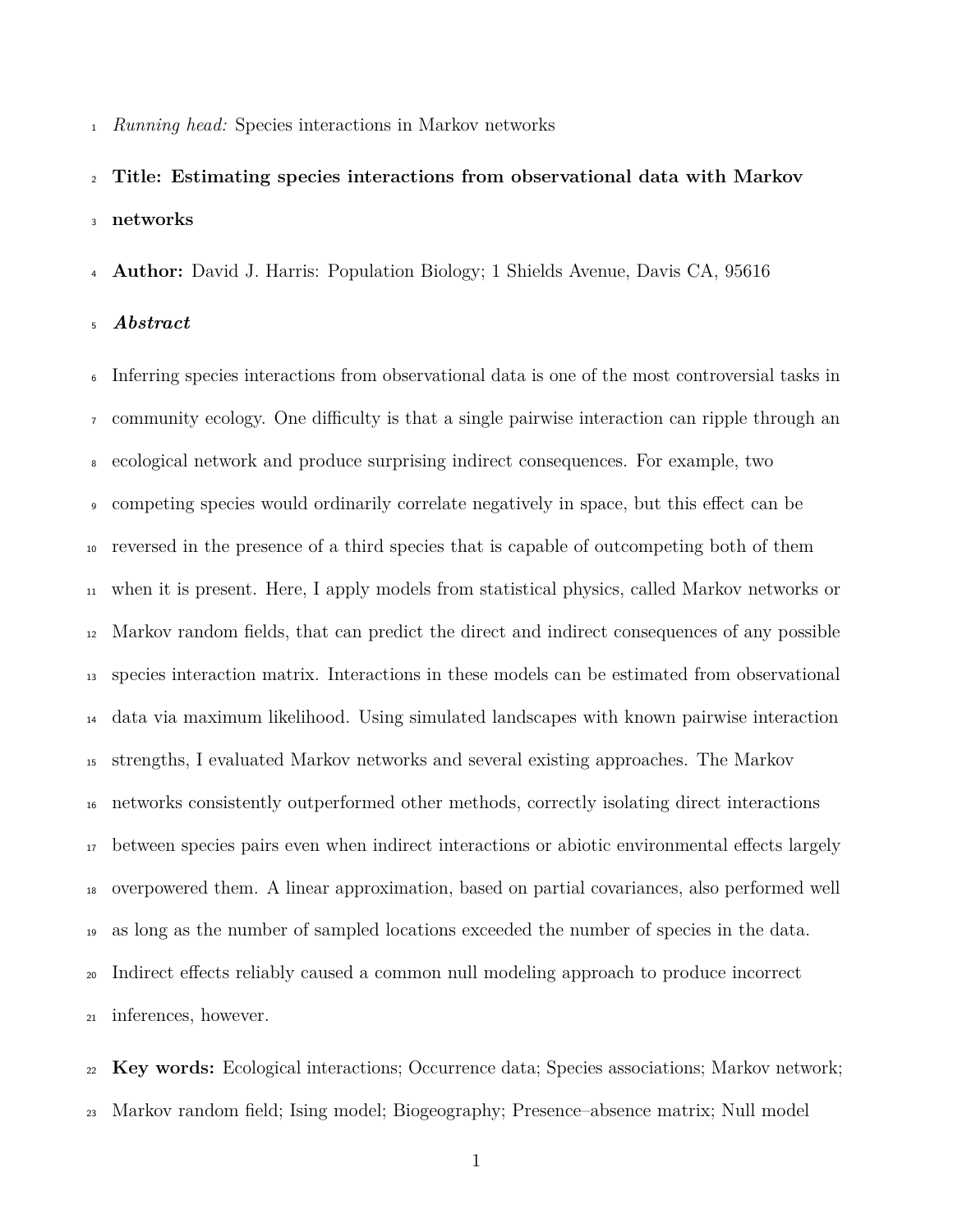*Running head:* Species interactions in Markov networks

# Title: Estimating species interactions from observational data with Markov networks

**Author:** David J. Harris: Population Biology; 1 Shields Avenue, Davis CA, 95616

## *Abstract*

Inferring species interactions from observational data is one of the most controversial tasks in community ecology. One difficulty is that a single pairwise interaction can ripple through an ecological network and produce surprising indirect consequences. For example, two competing species would ordinarily correlate negatively in space, but this effect can be reversed in the presence of a third species that is capable of outcompeting both of them when it is present. Here, I apply models from statistical physics, called Markov networks or Markov random fields, that can predict the direct and indirect consequences of any possible species interaction matrix. Interactions in these models can be estimated from observational data via maximum likelihood. Using simulated landscapes with known pairwise interaction strengths, I evaluated Markov networks and several existing approaches. The Markov networks consistently outperformed other methods, correctly isolating direct interactions between species pairs even when indirect interactions or abiotic environmental effects largely overpowered them. A linear approximation, based on partial covariances, also performed well as long as the number of sampled locations exceeded the number of species in the data. Indirect effects reliably caused a common null modeling approach to produce incorrect inferences, however.

**Key words:** Ecological interactions; Occurrence data; Species associations; Markov network; Markov random field; Ising model; Biogeography; Presence–absence matrix; Null model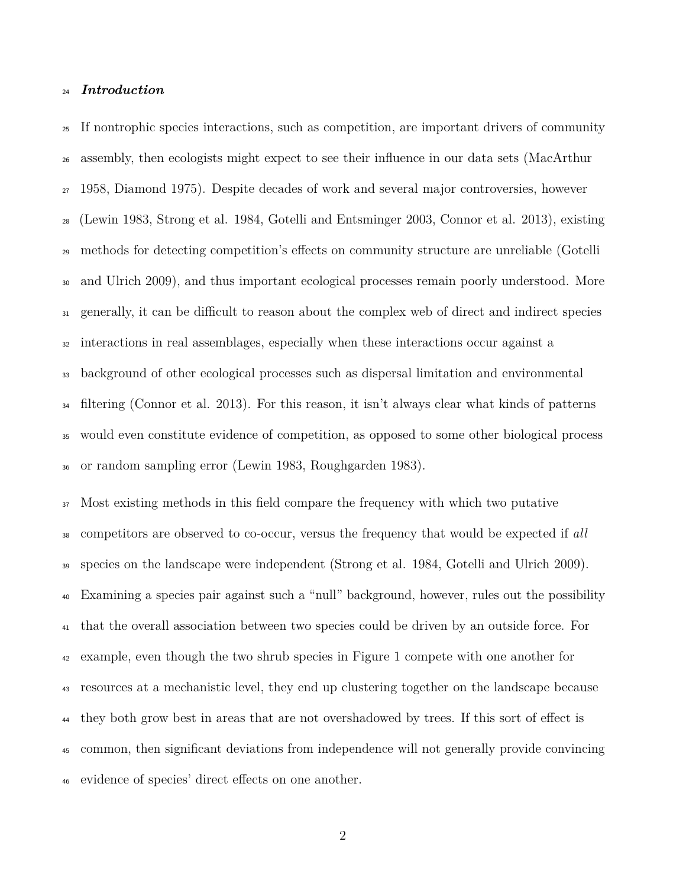## *Introduction*

If nontrophic species interactions, such as competition, are important drivers of community assembly, then ecologists might expect to see their influence in our data sets (MacArthur 1958, Diamond 1975). Despite decades of work and several major controversies, however (Lewin 1983, Strong et al. 1984, Gotelli and Entsminger 2003, Connor et al. 2013), existing methods for detecting competition's effects on community structure are unreliable (Gotelli and Ulrich 2009), and thus important ecological processes remain poorly understood. More generally, it can be difficult to reason about the complex web of direct and indirect species interactions in real assemblages, especially when these interactions occur against a background of other ecological processes such as dispersal limitation and environmental filtering (Connor et al. 2013). For this reason, it isn't always clear what kinds of patterns would even constitute evidence of competition, as opposed to some other biological process or random sampling error (Lewin 1983, Roughgarden 1983).

Most existing methods in this field compare the frequency with which two putative competitors are observed to co-occur, versus the frequency that would be expected if *all* species on the landscape were independent (Strong et al. 1984, Gotelli and Ulrich 2009). Examining a species pair against such a "null" background, however, rules out the possibility that the overall association between two species could be driven by an outside force. For example, even though the two shrub species in Figure 1 compete with one another for resources at a mechanistic level, they end up clustering together on the landscape because they both grow best in areas that are not overshadowed by trees. If this sort of effect is common, then significant deviations from independence will not generally provide convincing evidence of species' direct effects on one another.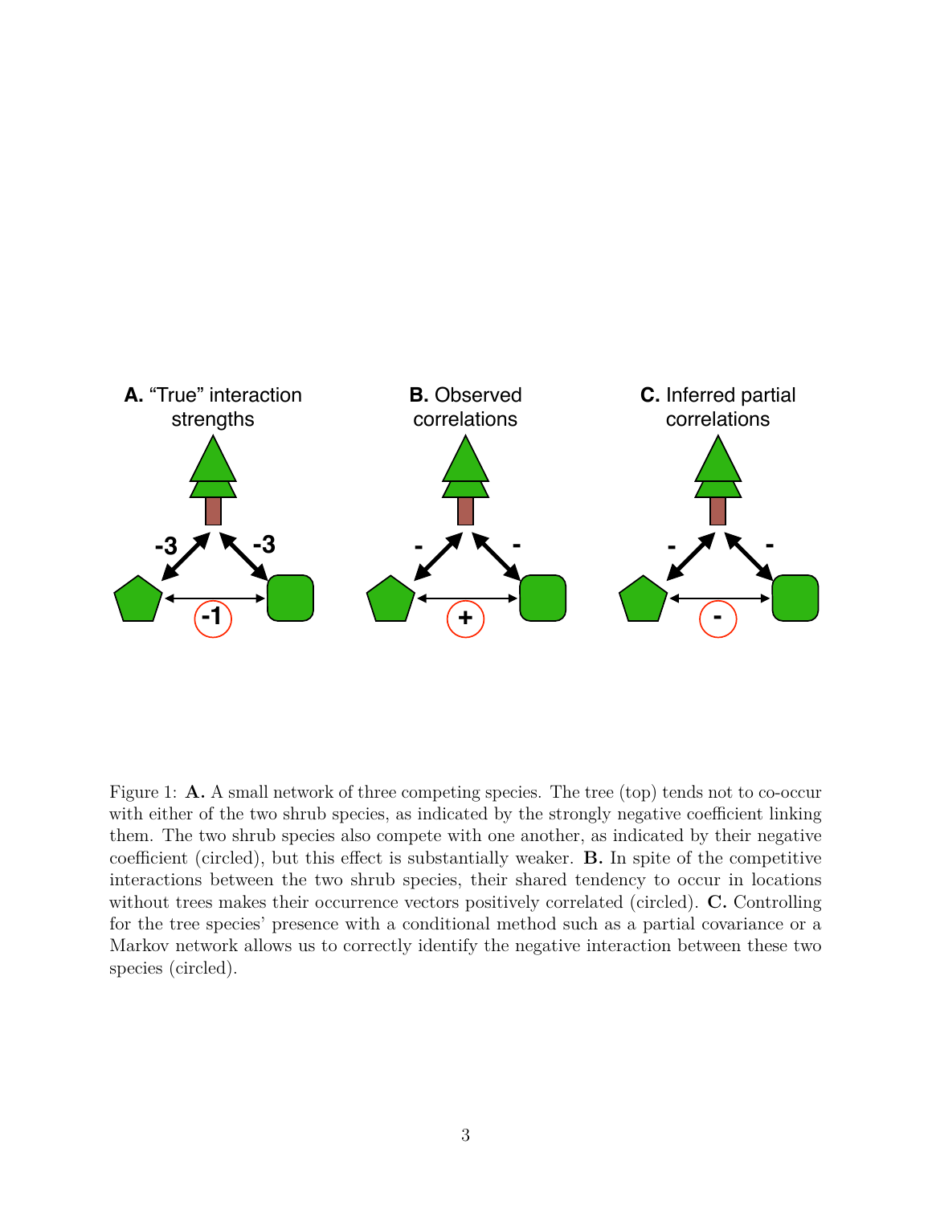Figure 1: **A.** A small network of three competing species. The tree (top) tends not to co-occur with either of the two shrub species, as indicated by the strongly negative coefficient linking them. The two shrub species also compete with one another, as indicated by their negative coefficient (circled), but this effect is substantially weaker. **B.** In spite of the competitive interactions between the two shrub species, their shared tendency to occur in locations without trees makes their occurrence vectors positively correlated (circled). **C.** Controlling for the tree species' presence with a conditional method such as a partial covariance or a Markov network allows us to correctly identify the negative interaction between these two species (circled).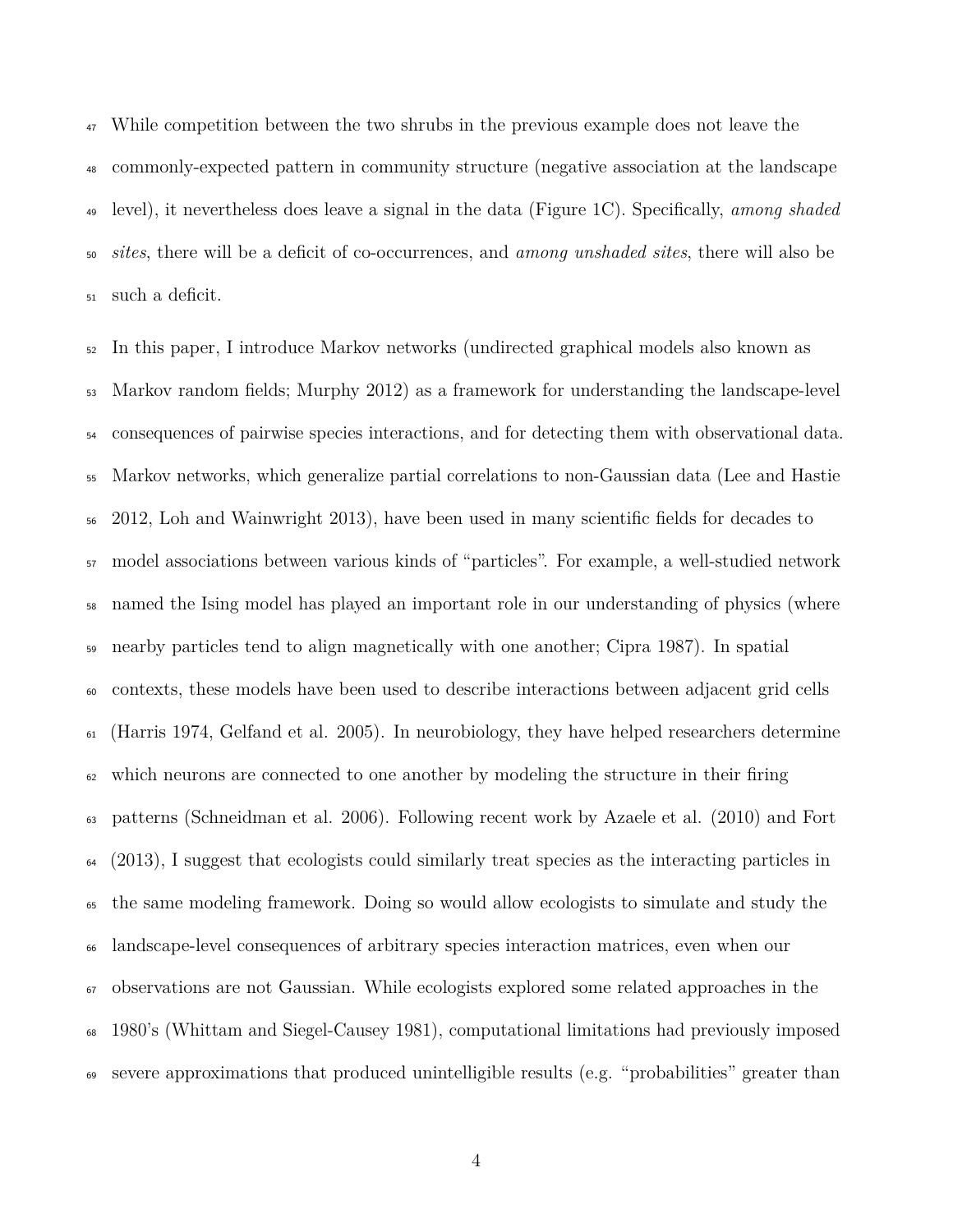While competition between the two shrubs in the previous example does not leave the commonly-expected pattern in community structure (negative association at the landscape level), it nevertheless does leave a signal in the data (Figure 1C). Specifically, *among shaded sites*, there will be a deficit of co-occurrences, and *among unshaded sites*, there will also be such a deficit.

In this paper, I introduce Markov networks (undirected graphical models also known as Markov random fields; Murphy 2012) as a framework for understanding the landscape-level consequences of pairwise species interactions, and for detecting them with observational data. Markov networks, which generalize partial correlations to non-Gaussian data (Lee and Hastie 2012, Loh and Wainwright 2013), have been used in many scientific fields for decades to model associations between various kinds of "particles". For example, a well-studied network named the Ising model has played an important role in our understanding of physics (where nearby particles tend to align magnetically with one another; Cipra 1987). In spatial contexts, these models have been used to describe interactions between adjacent grid cells (Harris 1974, Gelfand et al. 2005). In neurobiology, they have helped researchers determine which neurons are connected to one another by modeling the structure in their firing patterns (Schneidman et al. 2006). Following recent work by Azaele et al. (2010) and Fort (2013), I suggest that ecologists could similarly treat species as the interacting particles in the same modeling framework. Doing so would allow ecologists to simulate and study the landscape-level consequences of arbitrary species interaction matrices, even when our observations are not Gaussian. While ecologists explored some related approaches in the 1980's (Whittam and Siegel-Causey 1981), computational limitations had previously imposed severe approximations that produced unintelligible results (e.g. "probabilities" greater than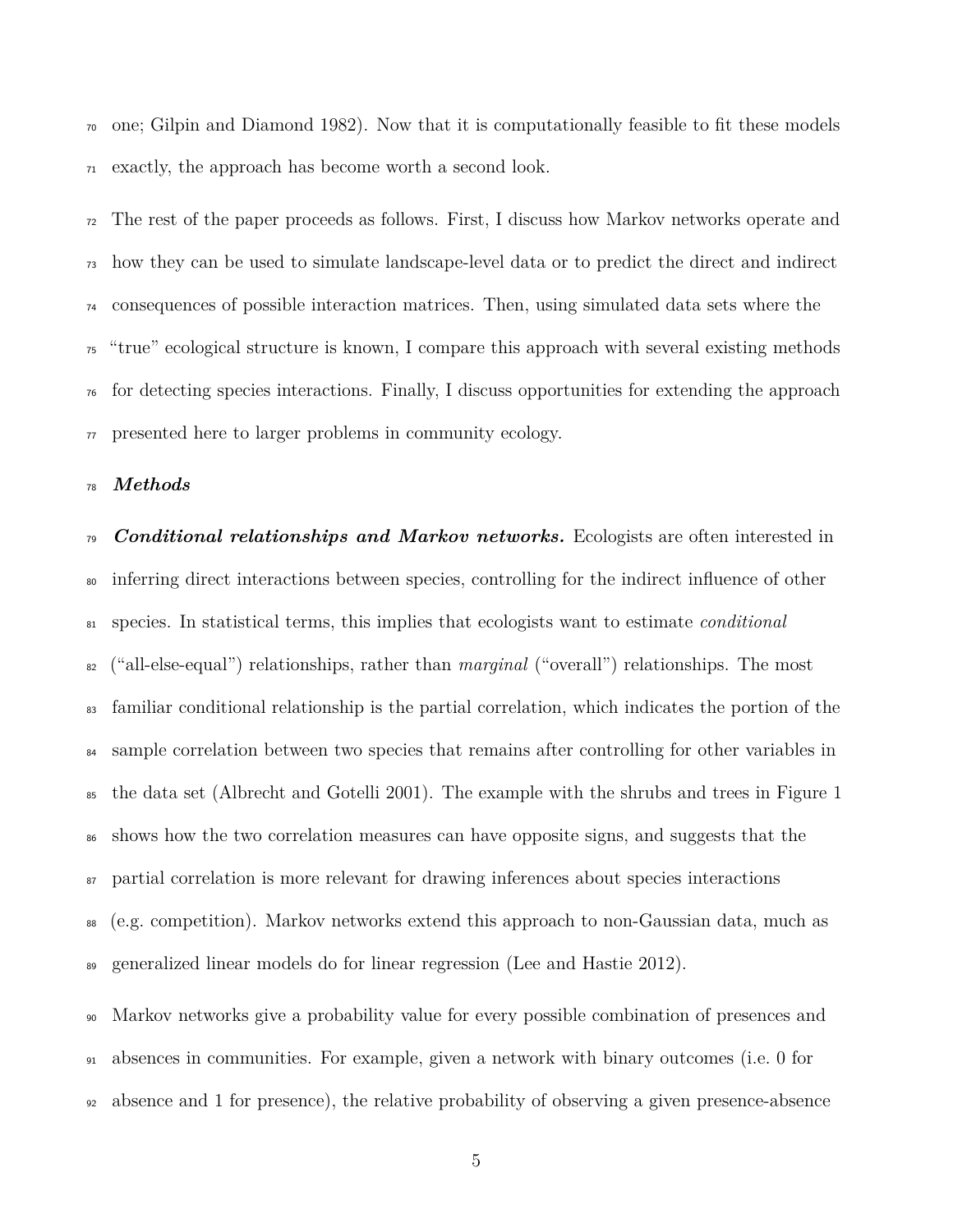one; Gilpin and Diamond 1982). Now that it is computationally feasible to fit these models exactly, the approach has become worth a second look.

The rest of the paper proceeds as follows. First, I discuss how Markov networks operate and how they can be used to simulate landscape-level data or to predict the direct and indirect consequences of possible interaction matrices. Then, using simulated data sets where the "true" ecological structure is known, I compare this approach with several existing methods for detecting species interactions. Finally, I discuss opportunities for extending the approach presented here to larger problems in community ecology.

## *Methods*

***Conditional relationships and Markov networks.*** Ecologists are often interested in inferring direct interactions between species, controlling for the indirect influence of other species. In statistical terms, this implies that ecologists want to estimate *conditional* ("all-else-equal") relationships, rather than *marginal* ("overall") relationships. The most familiar conditional relationship is the partial correlation, which indicates the portion of the sample correlation between two species that remains after controlling for other variables in the data set (Albrecht and Gotelli 2001). The example with the shrubs and trees in Figure 1 shows how the two correlation measures can have opposite signs, and suggests that the partial correlation is more relevant for drawing inferences about species interactions (e.g. competition). Markov networks extend this approach to non-Gaussian data, much as generalized linear models do for linear regression (Lee and Hastie 2012).

Markov networks give a probability value for every possible combination of presences and absences in communities. For example, given a network with binary outcomes (i.e. 0 for absence and 1 for presence), the relative probability of observing a given presence-absence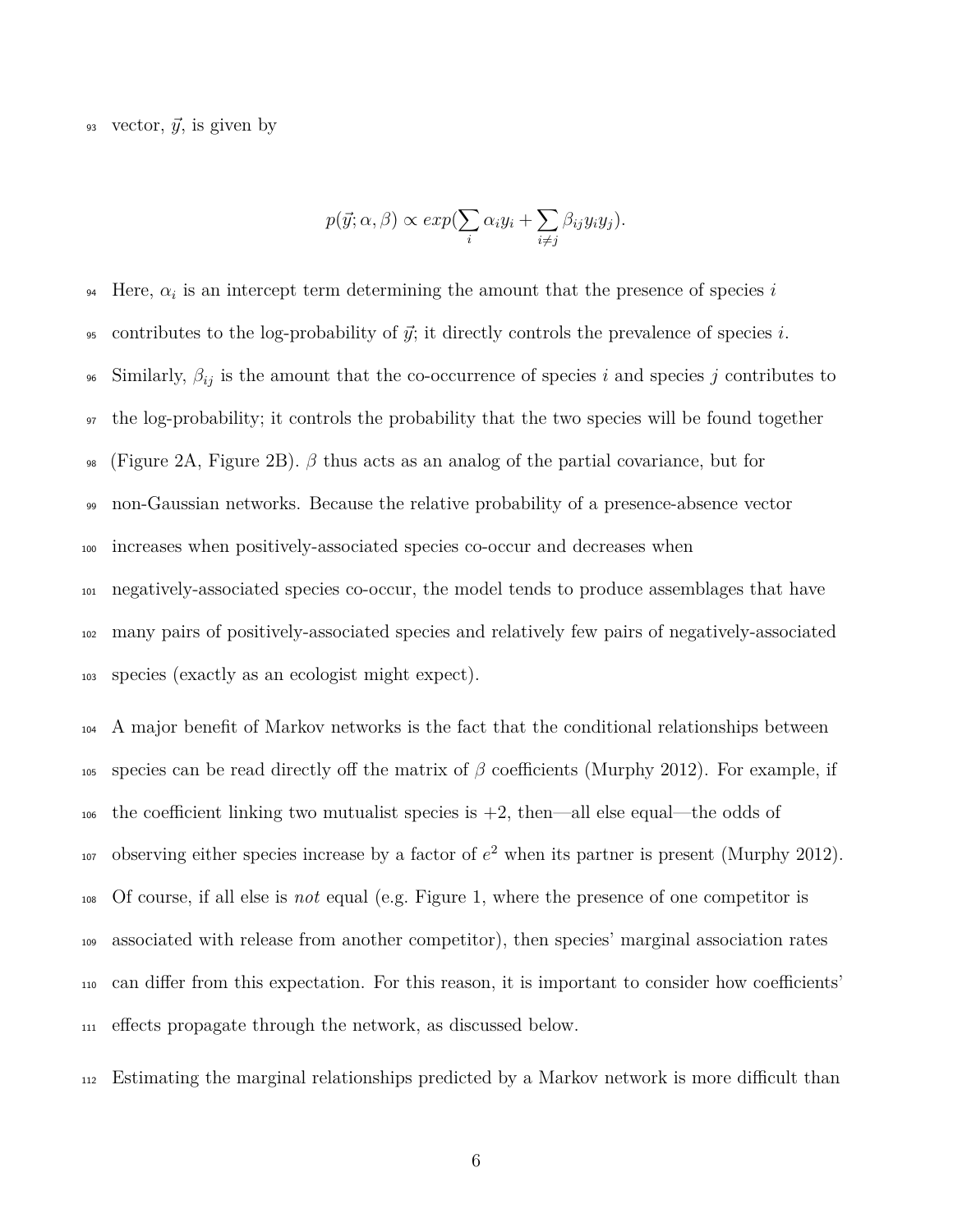vector, $\vec{y}$, is given by

$$p(\vec{y}; \alpha, \beta) \propto exp(\sum_i \alpha_i y_i + \sum_{i \neq j} \beta_{ij} y_i y_j).$$

Here, $\alpha_i$ is an intercept term determining the amount that the presence of species $i$ contributes to the log-probability of $\vec{y}$; it directly controls the prevalence of species $i$. Similarly, $\beta_{ij}$ is the amount that the co-occurrence of species $i$ and species $j$ contributes to the log-probability; it controls the probability that the two species will be found together (Figure 2A, Figure 2B). $\beta$ thus acts as an analog of the partial covariance, but for non-Gaussian networks. Because the relative probability of a presence-absence vector increases when positively-associated species co-occur and decreases when negatively-associated species co-occur, the model tends to produce assemblages that have many pairs of positively-associated species and relatively few pairs of negatively-associated species (exactly as an ecologist might expect).

A major benefit of Markov networks is the fact that the conditional relationships between species can be read directly off the matrix of $\beta$ coefficients (Murphy 2012). For example, if the coefficient linking two mutualist species is +2, then—all else equal—the odds of observing either species increase by a factor of $e^2$ when its partner is present (Murphy 2012). Of course, if all else is *not* equal (e.g. Figure 1, where the presence of one competitor is associated with release from another competitor), then species' marginal association rates can differ from this expectation. For this reason, it is important to consider how coefficients' effects propagate through the network, as discussed below.

Estimating the marginal relationships predicted by a Markov network is more difficult than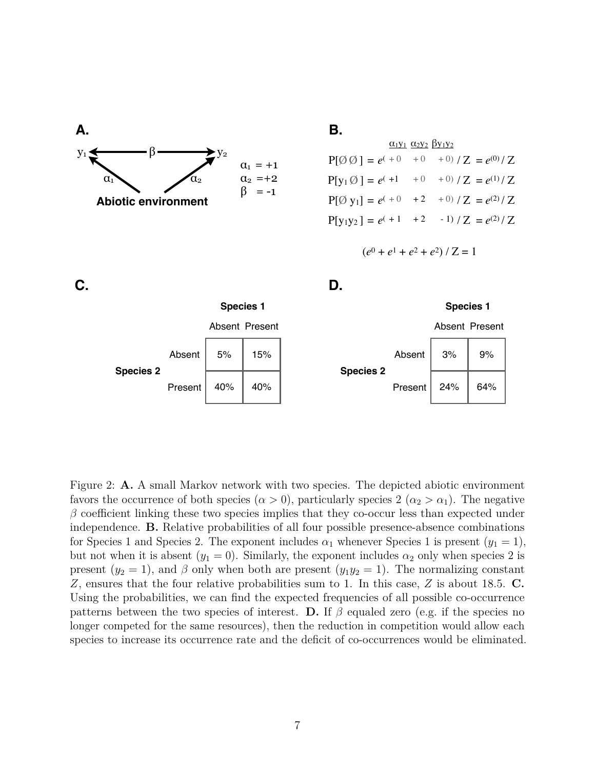**A.**

$y_1 \leftarrow \beta \rightarrow y_2$

$\alpha_1$, $\alpha_2$ from **Abiotic environment**

$\alpha_1 = +1$
$\alpha_2 = +2$
$\beta = -1$

**B.**

| | $\alpha_1 y_1$ | $\alpha_2 y_2$ | $\beta y_1 y_2$ | |
|---|---|---|---|---|
| $P[\emptyset\,\emptyset] = e^{(}$ | $+0$ | $+0$ | $+0)$ | $/ Z = e^{(0)} / Z$ |
| $P[y_1\,\emptyset] = e^{(}$ | $+1$ | $+0$ | $+0)$ | $/ Z = e^{(1)} / Z$ |
| $P[\emptyset\, y_1] = e^{(}$ | $+0$ | $+2$ | $+0)$ | $/ Z = e^{(2)} / Z$ |
| $P[y_1 y_2] = e^{(}$ | $+1$ | $+2$ | $-1)$ | $/ Z = e^{(2)} / Z$ |

$$(e^0 + e^1 + e^2 + e^2) / Z = 1$$

**C.**

| | | **Species 1** | |
|---|---|---|---|
| | | Absent | Present |
| **Species 2** | Absent | 5% | 15% |
| | Present | 40% | 40% |

**D.**

| | | **Species 1** | |
|---|---|---|---|
| | | Absent | Present |
| **Species 2** | Absent | 3% | 9% |
| | Present | 24% | 64% |

Figure 2: **A.** A small Markov network with two species. The depicted abiotic environment favors the occurrence of both species ($\alpha > 0$), particularly species 2 ($\alpha_2 > \alpha_1$). The negative $\beta$ coefficient linking these two species implies that they co-occur less than expected under independence. **B.** Relative probabilities of all four possible presence-absence combinations for Species 1 and Species 2. The exponent includes $\alpha_1$ whenever Species 1 is present ($y_1 = 1$), but not when it is absent ($y_1 = 0$). Similarly, the exponent includes $\alpha_2$ only when species 2 is present ($y_2 = 1$), and $\beta$ only when both are present ($y_1 y_2 = 1$). The normalizing constant $Z$, ensures that the four relative probabilities sum to 1. In this case, $Z$ is about 18.5. **C.** Using the probabilities, we can find the expected frequencies of all possible co-occurrence patterns between the two species of interest. **D.** If $\beta$ equaled zero (e.g. if the species no longer competed for the same resources), then the reduction in competition would allow each species to increase its occurrence rate and the deficit of co-occurrences would be eliminated.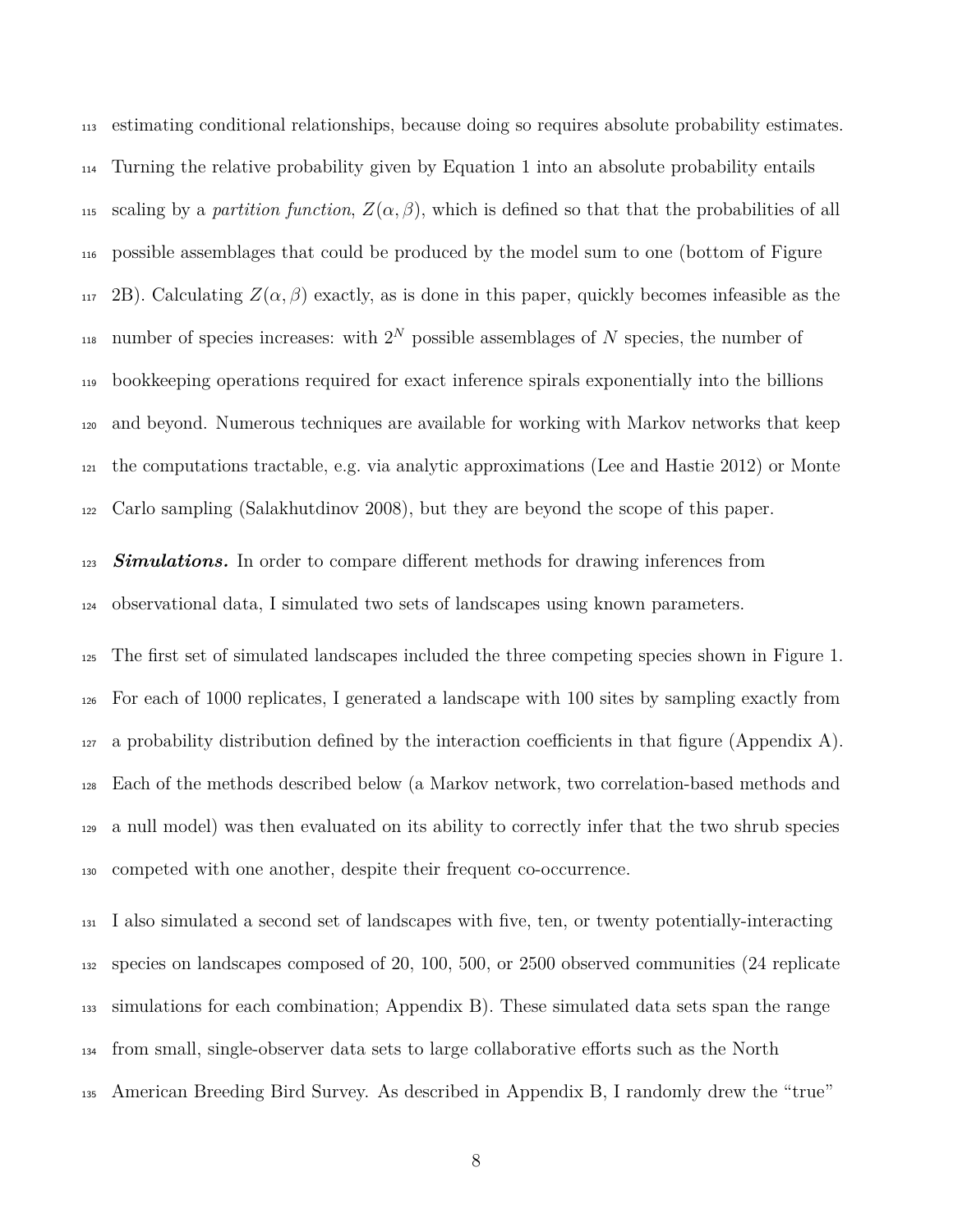estimating conditional relationships, because doing so requires absolute probability estimates. Turning the relative probability given by Equation 1 into an absolute probability entails scaling by a *partition function*, $Z(\alpha, \beta)$, which is defined so that that the probabilities of all possible assemblages that could be produced by the model sum to one (bottom of Figure 2B). Calculating $Z(\alpha, \beta)$ exactly, as is done in this paper, quickly becomes infeasible as the number of species increases: with $2^N$ possible assemblages of $N$ species, the number of bookkeeping operations required for exact inference spirals exponentially into the billions and beyond. Numerous techniques are available for working with Markov networks that keep the computations tractable, e.g. via analytic approximations (Lee and Hastie 2012) or Monte Carlo sampling (Salakhutdinov 2008), but they are beyond the scope of this paper.

***Simulations.*** In order to compare different methods for drawing inferences from observational data, I simulated two sets of landscapes using known parameters.

The first set of simulated landscapes included the three competing species shown in Figure 1. For each of 1000 replicates, I generated a landscape with 100 sites by sampling exactly from a probability distribution defined by the interaction coefficients in that figure (Appendix A). Each of the methods described below (a Markov network, two correlation-based methods and a null model) was then evaluated on its ability to correctly infer that the two shrub species competed with one another, despite their frequent co-occurrence.

I also simulated a second set of landscapes with five, ten, or twenty potentially-interacting species on landscapes composed of 20, 100, 500, or 2500 observed communities (24 replicate simulations for each combination; Appendix B). These simulated data sets span the range from small, single-observer data sets to large collaborative efforts such as the North American Breeding Bird Survey. As described in Appendix B, I randomly drew the "true"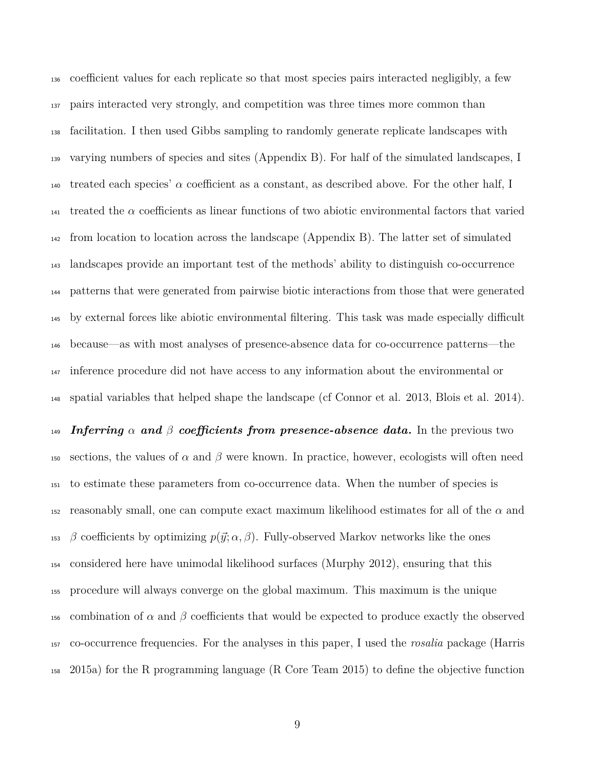coefficient values for each replicate so that most species pairs interacted negligibly, a few pairs interacted very strongly, and competition was three times more common than facilitation. I then used Gibbs sampling to randomly generate replicate landscapes with varying numbers of species and sites (Appendix B). For half of the simulated landscapes, I treated each species' $\alpha$ coefficient as a constant, as described above. For the other half, I treated the $\alpha$ coefficients as linear functions of two abiotic environmental factors that varied from location to location across the landscape (Appendix B). The latter set of simulated landscapes provide an important test of the methods' ability to distinguish co-occurrence patterns that were generated from pairwise biotic interactions from those that were generated by external forces like abiotic environmental filtering. This task was made especially difficult because—as with most analyses of presence-absence data for co-occurrence patterns—the inference procedure did not have access to any information about the environmental or spatial variables that helped shape the landscape (cf Connor et al. 2013, Blois et al. 2014).

***Inferring $\alpha$ and $\beta$ coefficients from presence-absence data.*** In the previous two sections, the values of $\alpha$ and $\beta$ were known. In practice, however, ecologists will often need to estimate these parameters from co-occurrence data. When the number of species is reasonably small, one can compute exact maximum likelihood estimates for all of the $\alpha$ and $\beta$ coefficients by optimizing $p(\vec{y}; \alpha, \beta)$. Fully-observed Markov networks like the ones considered here have unimodal likelihood surfaces (Murphy 2012), ensuring that this procedure will always converge on the global maximum. This maximum is the unique combination of $\alpha$ and $\beta$ coefficients that would be expected to produce exactly the observed co-occurrence frequencies. For the analyses in this paper, I used the *rosalia* package (Harris 2015a) for the R programming language (R Core Team 2015) to define the objective function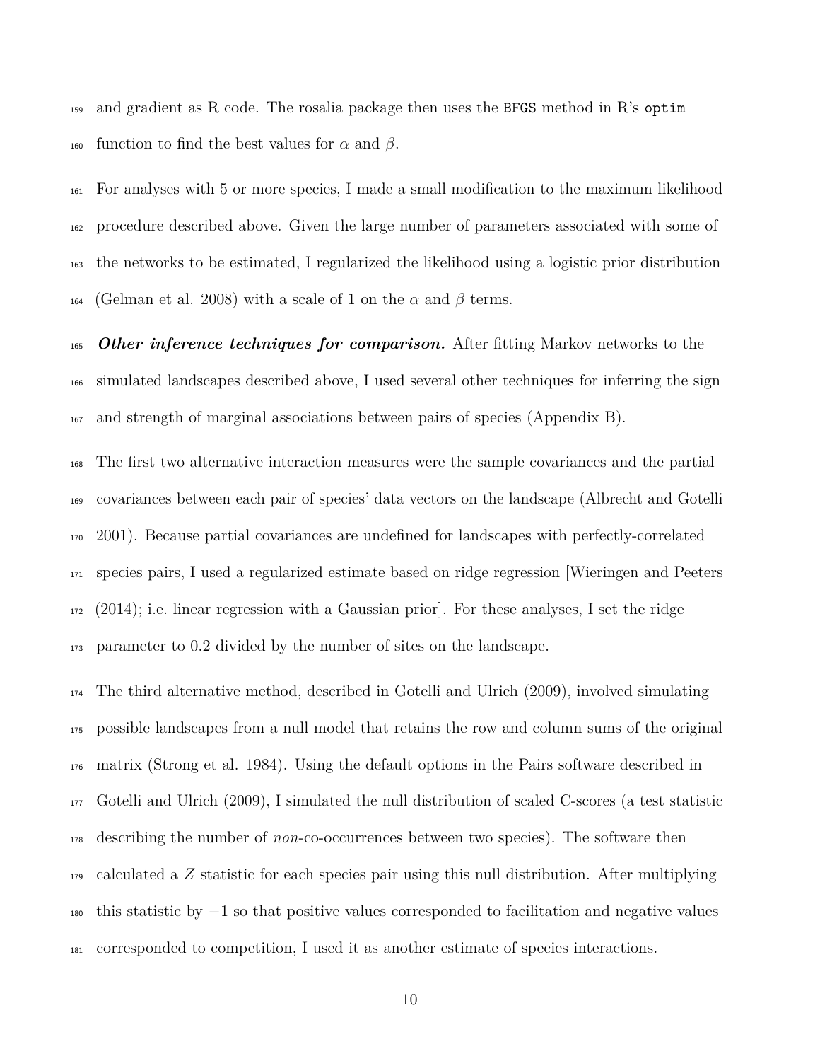and gradient as R code. The rosalia package then uses the `BFGS` method in R's `optim` function to find the best values for $\alpha$ and $\beta$.

For analyses with 5 or more species, I made a small modification to the maximum likelihood procedure described above. Given the large number of parameters associated with some of the networks to be estimated, I regularized the likelihood using a logistic prior distribution (Gelman et al. 2008) with a scale of 1 on the $\alpha$ and $\beta$ terms.

***Other inference techniques for comparison.*** After fitting Markov networks to the simulated landscapes described above, I used several other techniques for inferring the sign and strength of marginal associations between pairs of species (Appendix B).

The first two alternative interaction measures were the sample covariances and the partial covariances between each pair of species' data vectors on the landscape (Albrecht and Gotelli 2001). Because partial covariances are undefined for landscapes with perfectly-correlated species pairs, I used a regularized estimate based on ridge regression [Wieringen and Peeters (2014); i.e. linear regression with a Gaussian prior]. For these analyses, I set the ridge parameter to 0.2 divided by the number of sites on the landscape.

The third alternative method, described in Gotelli and Ulrich (2009), involved simulating possible landscapes from a null model that retains the row and column sums of the original matrix (Strong et al. 1984). Using the default options in the Pairs software described in Gotelli and Ulrich (2009), I simulated the null distribution of scaled C-scores (a test statistic describing the number of *non*-co-occurrences between two species). The software then calculated a $Z$ statistic for each species pair using this null distribution. After multiplying this statistic by $-1$ so that positive values corresponded to facilitation and negative values corresponded to competition, I used it as another estimate of species interactions.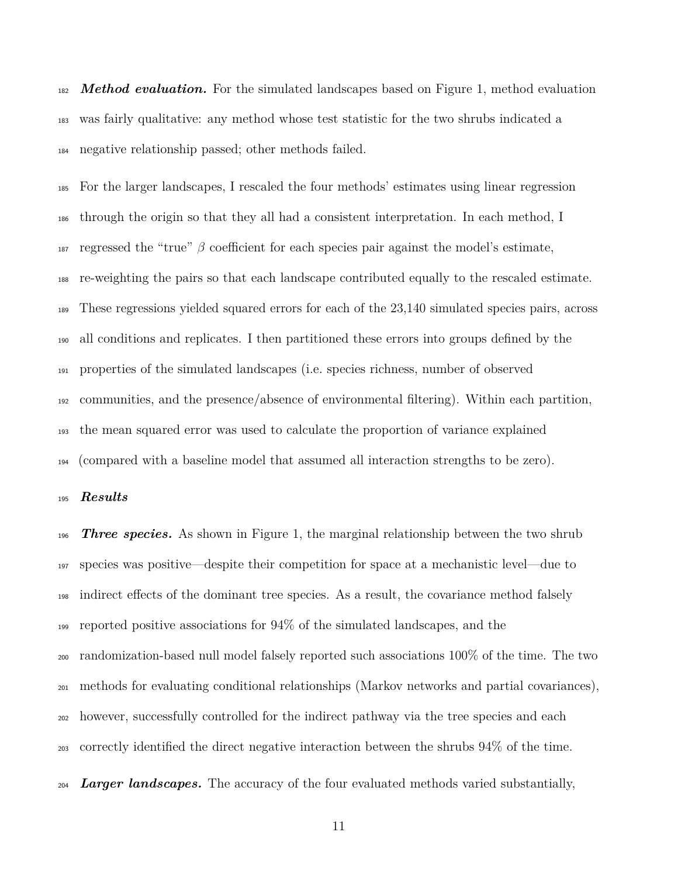***Method evaluation.*** For the simulated landscapes based on Figure 1, method evaluation was fairly qualitative: any method whose test statistic for the two shrubs indicated a negative relationship passed; other methods failed.

For the larger landscapes, I rescaled the four methods' estimates using linear regression through the origin so that they all had a consistent interpretation. In each method, I regressed the "true" $\beta$ coefficient for each species pair against the model's estimate, re-weighting the pairs so that each landscape contributed equally to the rescaled estimate. These regressions yielded squared errors for each of the 23,140 simulated species pairs, across all conditions and replicates. I then partitioned these errors into groups defined by the properties of the simulated landscapes (i.e. species richness, number of observed communities, and the presence/absence of environmental filtering). Within each partition, the mean squared error was used to calculate the proportion of variance explained (compared with a baseline model that assumed all interaction strengths to be zero).

***Results***

***Three species.*** As shown in Figure 1, the marginal relationship between the two shrub species was positive—despite their competition for space at a mechanistic level—due to indirect effects of the dominant tree species. As a result, the covariance method falsely reported positive associations for 94% of the simulated landscapes, and the randomization-based null model falsely reported such associations 100% of the time. The two methods for evaluating conditional relationships (Markov networks and partial covariances), however, successfully controlled for the indirect pathway via the tree species and each correctly identified the direct negative interaction between the shrubs 94% of the time.

***Larger landscapes.*** The accuracy of the four evaluated methods varied substantially,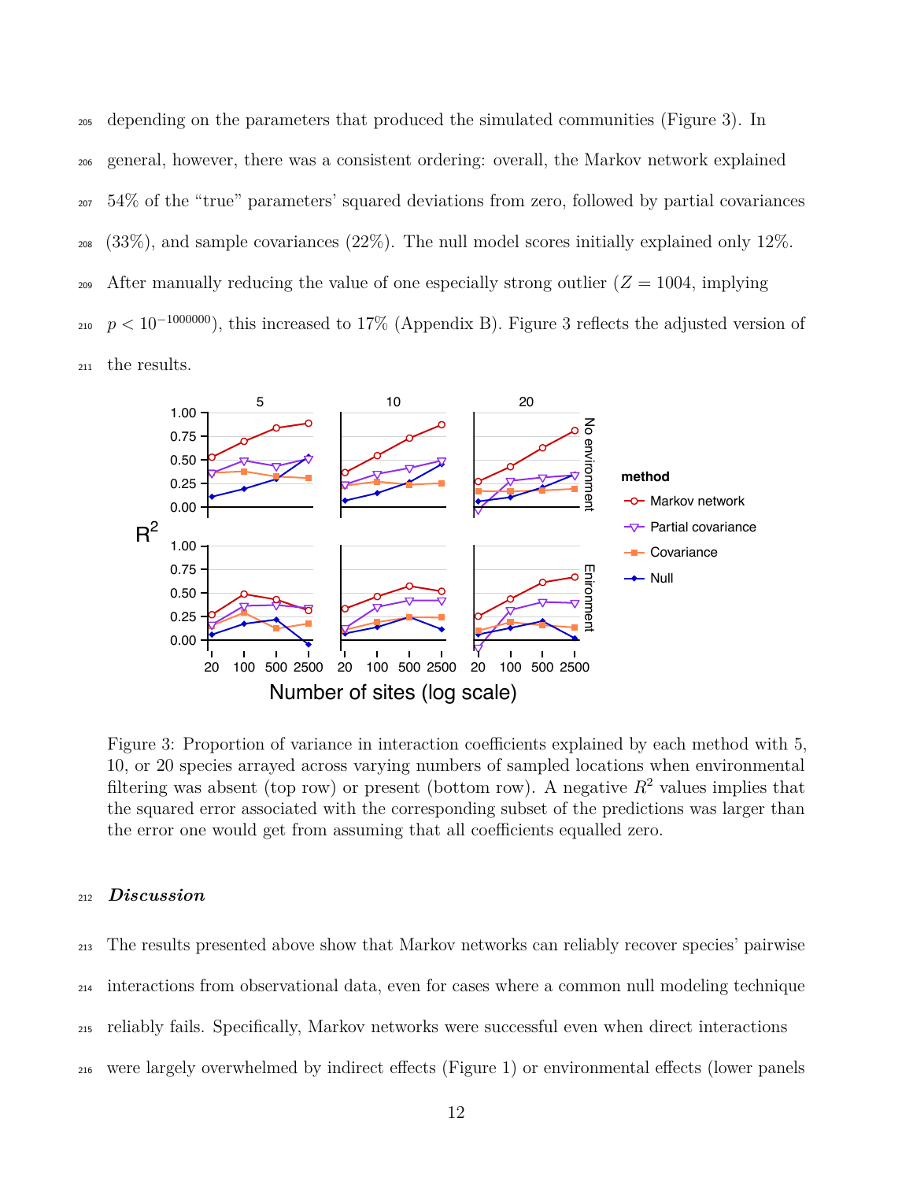depending on the parameters that produced the simulated communities (Figure 3). In general, however, there was a consistent ordering: overall, the Markov network explained 54% of the "true" parameters' squared deviations from zero, followed by partial covariances (33%), and sample covariances (22%). The null model scores initially explained only 12%. After manually reducing the value of one especially strong outlier ($Z = 1004$, implying $p < 10^{-1000000}$), this increased to 17% (Appendix B). Figure 3 reflects the adjusted version of the results.

Figure 3: Proportion of variance in interaction coefficients explained by each method with 5, 10, or 20 species arrayed across varying numbers of sampled locations when environmental filtering was absent (top row) or present (bottom row). A negative $R^2$ values implies that the squared error associated with the corresponding subset of the predictions was larger than the error one would get from assuming that all coefficients equalled zero.

## *Discussion*

The results presented above show that Markov networks can reliably recover species' pairwise interactions from observational data, even for cases where a common null modeling technique reliably fails. Specifically, Markov networks were successful even when direct interactions were largely overwhelmed by indirect effects (Figure 1) or environmental effects (lower panels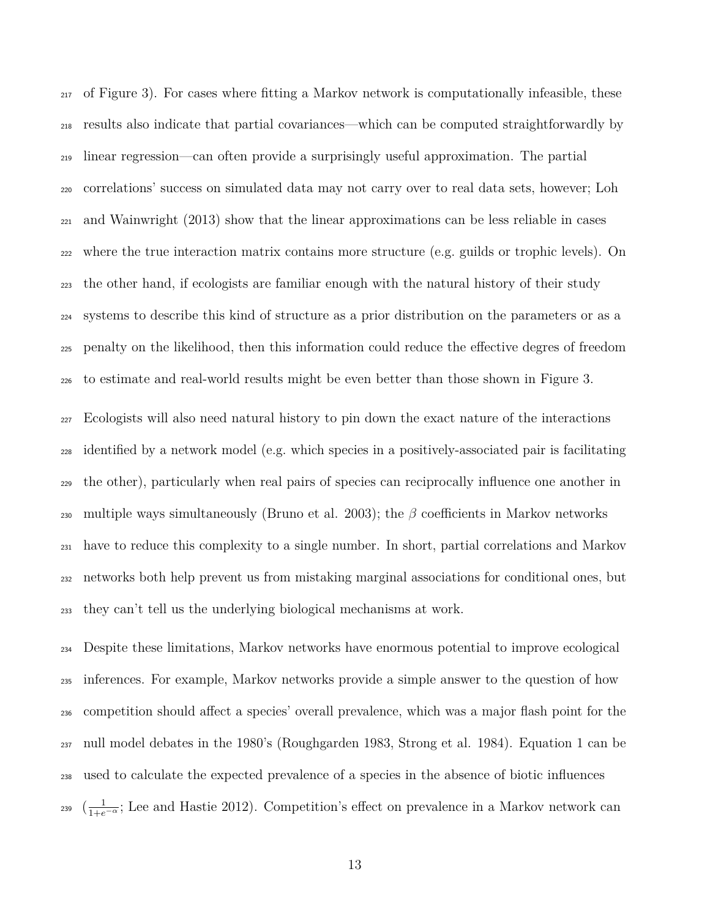of Figure 3). For cases where fitting a Markov network is computationally infeasible, these results also indicate that partial covariances—which can be computed straightforwardly by linear regression—can often provide a surprisingly useful approximation. The partial correlations' success on simulated data may not carry over to real data sets, however; Loh and Wainwright (2013) show that the linear approximations can be less reliable in cases where the true interaction matrix contains more structure (e.g. guilds or trophic levels). On the other hand, if ecologists are familiar enough with the natural history of their study systems to describe this kind of structure as a prior distribution on the parameters or as a penalty on the likelihood, then this information could reduce the effective degrees of freedom to estimate and real-world results might be even better than those shown in Figure 3.

Ecologists will also need natural history to pin down the exact nature of the interactions identified by a network model (e.g. which species in a positively-associated pair is facilitating the other), particularly when real pairs of species can reciprocally influence one another in multiple ways simultaneously (Bruno et al. 2003); the $\beta$ coefficients in Markov networks have to reduce this complexity to a single number. In short, partial correlations and Markov networks both help prevent us from mistaking marginal associations for conditional ones, but they can't tell us the underlying biological mechanisms at work.

Despite these limitations, Markov networks have enormous potential to improve ecological inferences. For example, Markov networks provide a simple answer to the question of how competition should affect a species' overall prevalence, which was a major flash point for the null model debates in the 1980's (Roughgarden 1983, Strong et al. 1984). Equation 1 can be used to calculate the expected prevalence of a species in the absence of biotic influences ($\frac{1}{1+e^{-\alpha}}$; Lee and Hastie 2012). Competition's effect on prevalence in a Markov network can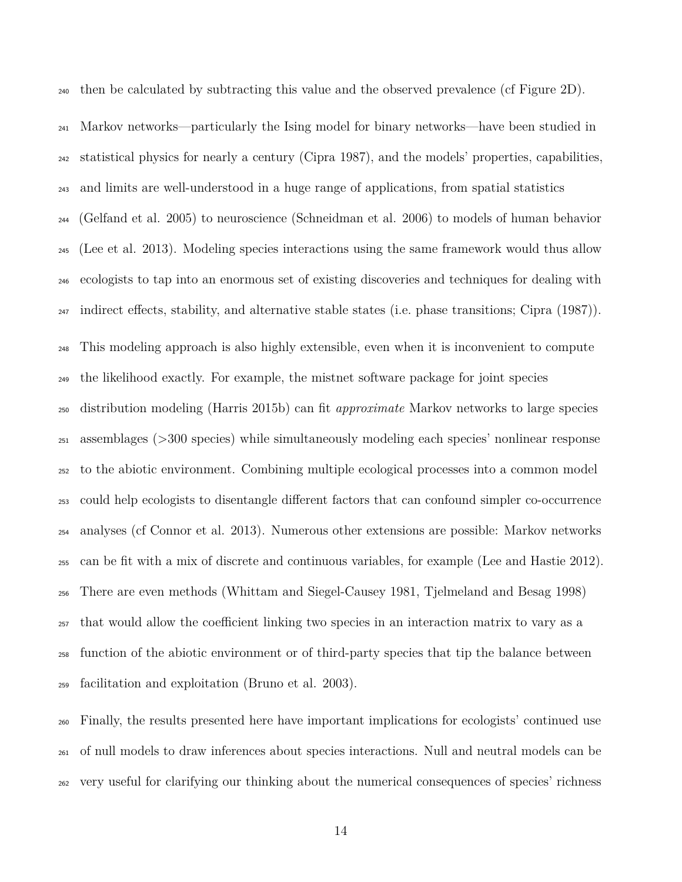then be calculated by subtracting this value and the observed prevalence (cf Figure 2D).

Markov networks—particularly the Ising model for binary networks—have been studied in statistical physics for nearly a century (Cipra 1987), and the models' properties, capabilities, and limits are well-understood in a huge range of applications, from spatial statistics (Gelfand et al. 2005) to neuroscience (Schneidman et al. 2006) to models of human behavior (Lee et al. 2013). Modeling species interactions using the same framework would thus allow ecologists to tap into an enormous set of existing discoveries and techniques for dealing with indirect effects, stability, and alternative stable states (i.e. phase transitions; Cipra (1987)).

This modeling approach is also highly extensible, even when it is inconvenient to compute the likelihood exactly. For example, the mistnet software package for joint species distribution modeling (Harris 2015b) can fit *approximate* Markov networks to large species assemblages (>300 species) while simultaneously modeling each species' nonlinear response to the abiotic environment. Combining multiple ecological processes into a common model could help ecologists to disentangle different factors that can confound simpler co-occurrence analyses (cf Connor et al. 2013). Numerous other extensions are possible: Markov networks can be fit with a mix of discrete and continuous variables, for example (Lee and Hastie 2012). There are even methods (Whittam and Siegel-Causey 1981, Tjelmeland and Besag 1998) that would allow the coefficient linking two species in an interaction matrix to vary as a function of the abiotic environment or of third-party species that tip the balance between facilitation and exploitation (Bruno et al. 2003).

Finally, the results presented here have important implications for ecologists' continued use of null models to draw inferences about species interactions. Null and neutral models can be very useful for clarifying our thinking about the numerical consequences of species' richness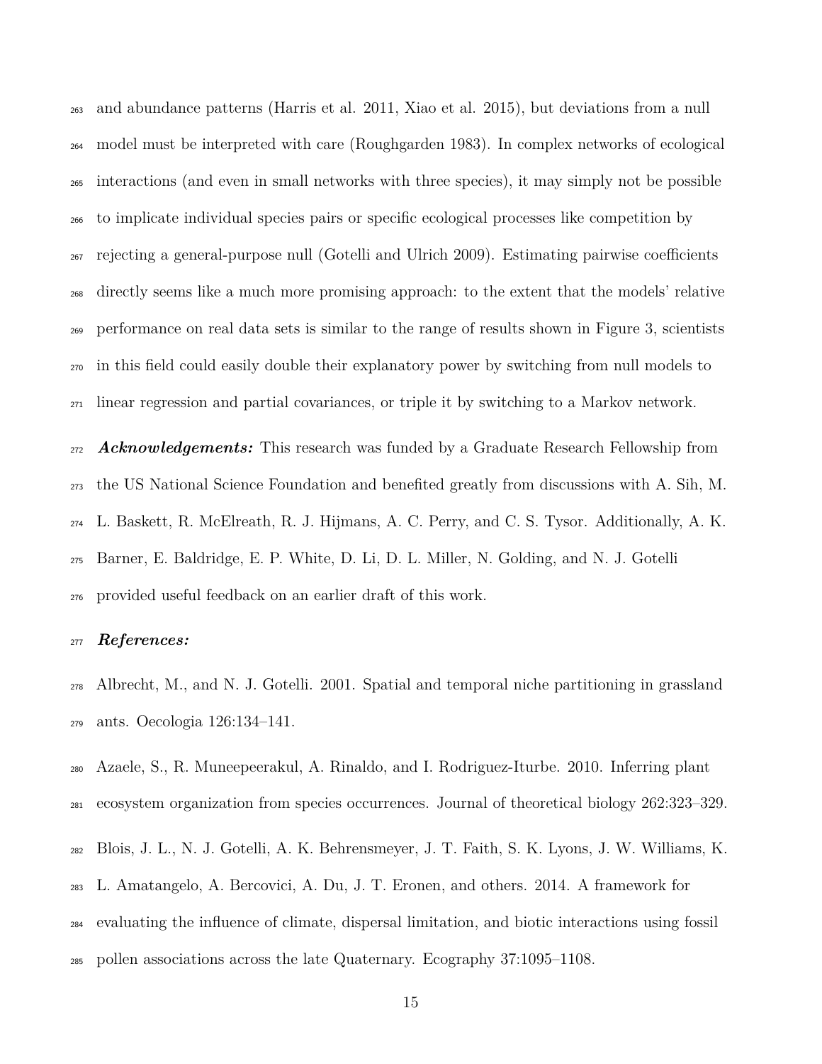and abundance patterns (Harris et al. 2011, Xiao et al. 2015), but deviations from a null model must be interpreted with care (Roughgarden 1983). In complex networks of ecological interactions (and even in small networks with three species), it may simply not be possible to implicate individual species pairs or specific ecological processes like competition by rejecting a general-purpose null (Gotelli and Ulrich 2009). Estimating pairwise coefficients directly seems like a much more promising approach: to the extent that the models' relative performance on real data sets is similar to the range of results shown in Figure 3, scientists in this field could easily double their explanatory power by switching from null models to linear regression and partial covariances, or triple it by switching to a Markov network.

***Acknowledgements:*** This research was funded by a Graduate Research Fellowship from the US National Science Foundation and benefited greatly from discussions with A. Sih, M. L. Baskett, R. McElreath, R. J. Hijmans, A. C. Perry, and C. S. Tysor. Additionally, A. K. Barner, E. Baldridge, E. P. White, D. Li, D. L. Miller, N. Golding, and N. J. Gotelli provided useful feedback on an earlier draft of this work.

***References:***

Albrecht, M., and N. J. Gotelli. 2001. Spatial and temporal niche partitioning in grassland ants. Oecologia 126:134–141.

Azaele, S., R. Muneepeerakul, A. Rinaldo, and I. Rodriguez-Iturbe. 2010. Inferring plant ecosystem organization from species occurrences. Journal of theoretical biology 262:323–329.

Blois, J. L., N. J. Gotelli, A. K. Behrensmeyer, J. T. Faith, S. K. Lyons, J. W. Williams, K. L. Amatangelo, A. Bercovici, A. Du, J. T. Eronen, and others. 2014. A framework for evaluating the influence of climate, dispersal limitation, and biotic interactions using fossil pollen associations across the late Quaternary. Ecography 37:1095–1108.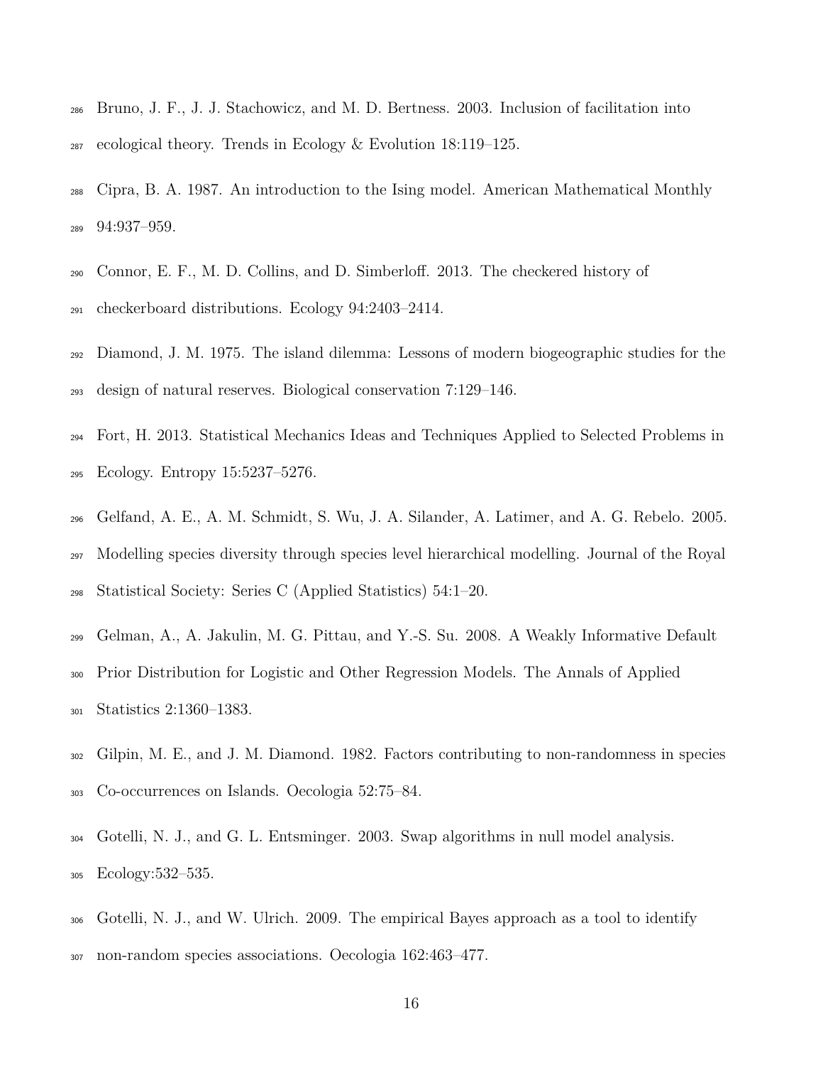Bruno, J. F., J. J. Stachowicz, and M. D. Bertness. 2003. Inclusion of facilitation into ecological theory. Trends in Ecology & Evolution 18:119–125.

Cipra, B. A. 1987. An introduction to the Ising model. American Mathematical Monthly 94:937–959.

Connor, E. F., M. D. Collins, and D. Simberloff. 2013. The checkered history of checkerboard distributions. Ecology 94:2403–2414.

Diamond, J. M. 1975. The island dilemma: Lessons of modern biogeographic studies for the design of natural reserves. Biological conservation 7:129–146.

Fort, H. 2013. Statistical Mechanics Ideas and Techniques Applied to Selected Problems in Ecology. Entropy 15:5237–5276.

Gelfand, A. E., A. M. Schmidt, S. Wu, J. A. Silander, A. Latimer, and A. G. Rebelo. 2005. Modelling species diversity through species level hierarchical modelling. Journal of the Royal Statistical Society: Series C (Applied Statistics) 54:1–20.

Gelman, A., A. Jakulin, M. G. Pittau, and Y.-S. Su. 2008. A Weakly Informative Default Prior Distribution for Logistic and Other Regression Models. The Annals of Applied Statistics 2:1360–1383.

Gilpin, M. E., and J. M. Diamond. 1982. Factors contributing to non-randomness in species Co-occurrences on Islands. Oecologia 52:75–84.

Gotelli, N. J., and G. L. Entsminger. 2003. Swap algorithms in null model analysis. Ecology:532–535.

Gotelli, N. J., and W. Ulrich. 2009. The empirical Bayes approach as a tool to identify non-random species associations. Oecologia 162:463–477.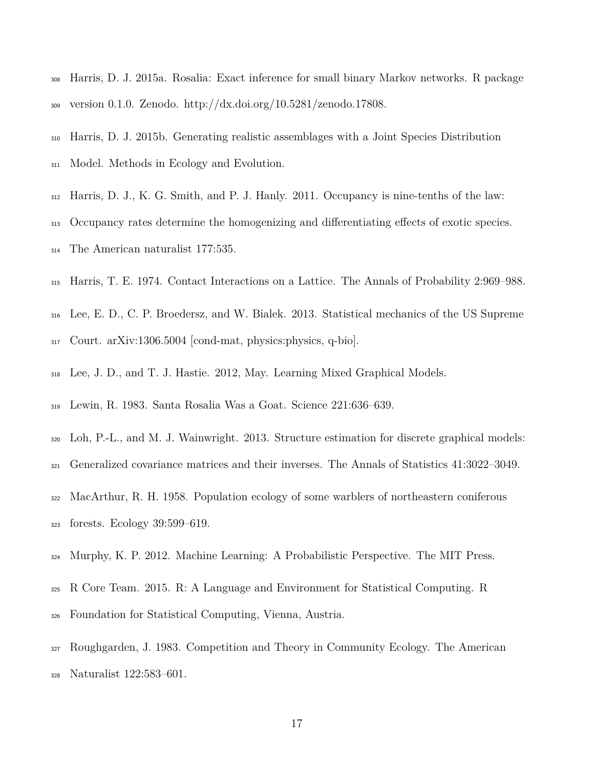Harris, D. J. 2015a. Rosalia: Exact inference for small binary Markov networks. R package version 0.1.0. Zenodo. http://dx.doi.org/10.5281/zenodo.17808.

Harris, D. J. 2015b. Generating realistic assemblages with a Joint Species Distribution Model. Methods in Ecology and Evolution.

Harris, D. J., K. G. Smith, and P. J. Hanly. 2011. Occupancy is nine-tenths of the law: Occupancy rates determine the homogenizing and differentiating effects of exotic species. The American naturalist 177:535.

Harris, T. E. 1974. Contact Interactions on a Lattice. The Annals of Probability 2:969–988.

Lee, E. D., C. P. Broedersz, and W. Bialek. 2013. Statistical mechanics of the US Supreme Court. arXiv:1306.5004 [cond-mat, physics:physics, q-bio].

Lee, J. D., and T. J. Hastie. 2012, May. Learning Mixed Graphical Models.

Lewin, R. 1983. Santa Rosalia Was a Goat. Science 221:636–639.

Loh, P.-L., and M. J. Wainwright. 2013. Structure estimation for discrete graphical models: Generalized covariance matrices and their inverses. The Annals of Statistics 41:3022–3049.

MacArthur, R. H. 1958. Population ecology of some warblers of northeastern coniferous forests. Ecology 39:599–619.

Murphy, K. P. 2012. Machine Learning: A Probabilistic Perspective. The MIT Press.

R Core Team. 2015. R: A Language and Environment for Statistical Computing. R Foundation for Statistical Computing, Vienna, Austria.

Roughgarden, J. 1983. Competition and Theory in Community Ecology. The American Naturalist 122:583–601.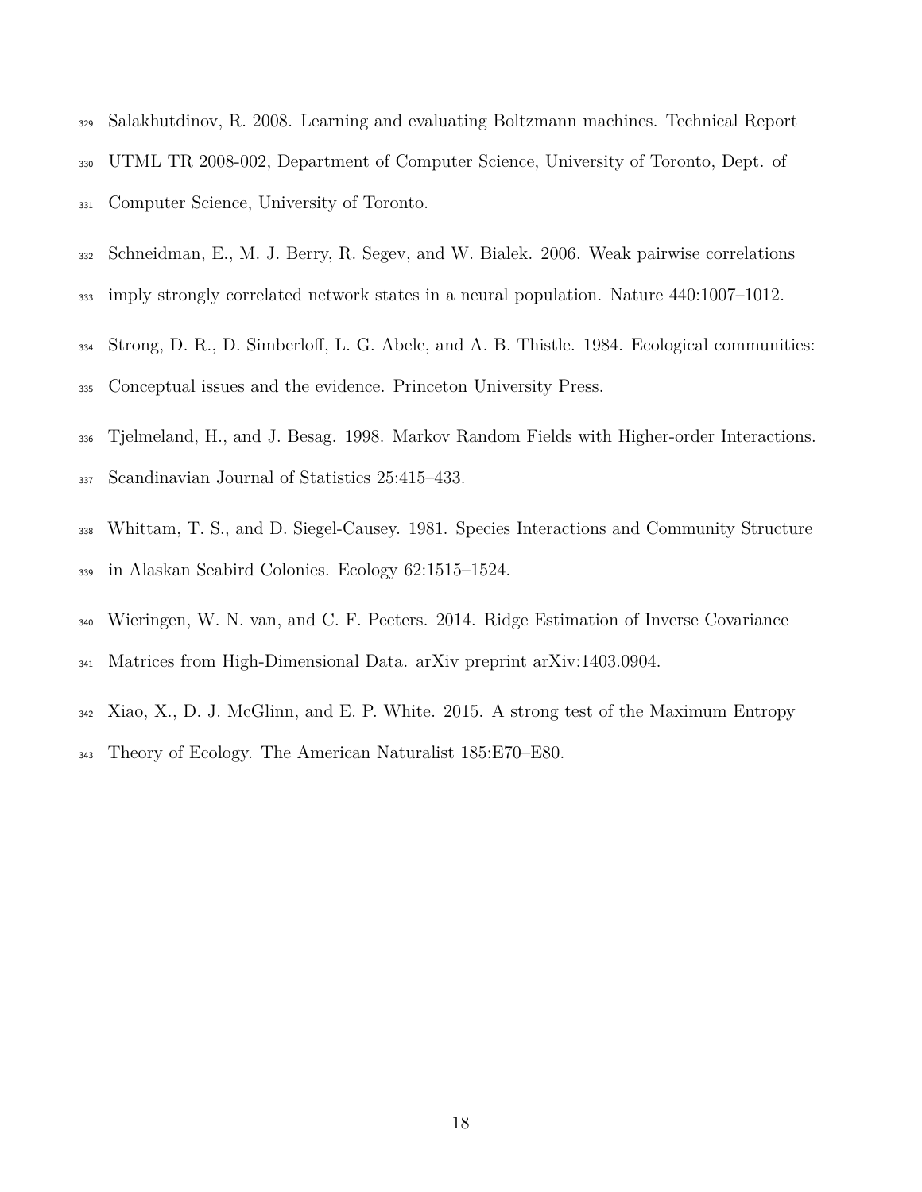Salakhutdinov, R. 2008. Learning and evaluating Boltzmann machines. Technical Report UTML TR 2008-002, Department of Computer Science, University of Toronto, Dept. of Computer Science, University of Toronto.

Schneidman, E., M. J. Berry, R. Segev, and W. Bialek. 2006. Weak pairwise correlations imply strongly correlated network states in a neural population. Nature 440:1007–1012.

Strong, D. R., D. Simberloff, L. G. Abele, and A. B. Thistle. 1984. Ecological communities: Conceptual issues and the evidence. Princeton University Press.

Tjelmeland, H., and J. Besag. 1998. Markov Random Fields with Higher-order Interactions. Scandinavian Journal of Statistics 25:415–433.

Whittam, T. S., and D. Siegel-Causey. 1981. Species Interactions and Community Structure in Alaskan Seabird Colonies. Ecology 62:1515–1524.

Wieringen, W. N. van, and C. F. Peeters. 2014. Ridge Estimation of Inverse Covariance Matrices from High-Dimensional Data. arXiv preprint arXiv:1403.0904.

Xiao, X., D. J. McGlinn, and E. P. White. 2015. A strong test of the Maximum Entropy Theory of Ecology. The American Naturalist 185:E70–E80.